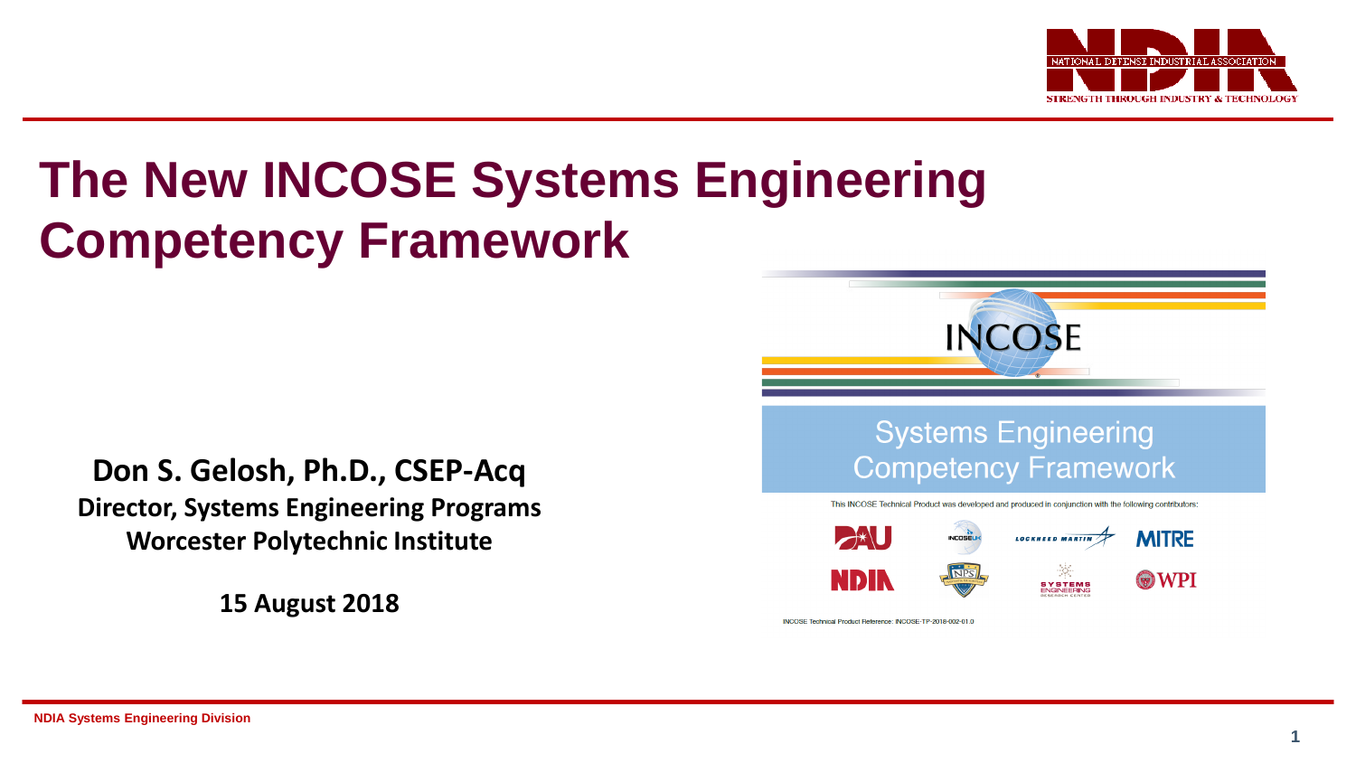# The New INCOSE Systems Engineering Competency Framework

**Don S. Gelosh, Ph.D., CSEP-Acq**
**Director, Systems Engineering Programs**
**Worcester Polytechnic Institute**

**15 August 2018**

INCOSE

Systems Engineering Competency Framework

This INCOSE Technical Product was developed and produced in conjunction with the following contributors:

DAU INCOSE UK LOCKHEED MARTIN MITRE NDIA NPS SYSTEMS ENGINEERING RESEARCH CENTER WPI

INCOSE Technical Product Reference: INCOSE-TP-2018-002-01.0

NDIA Systems Engineering Division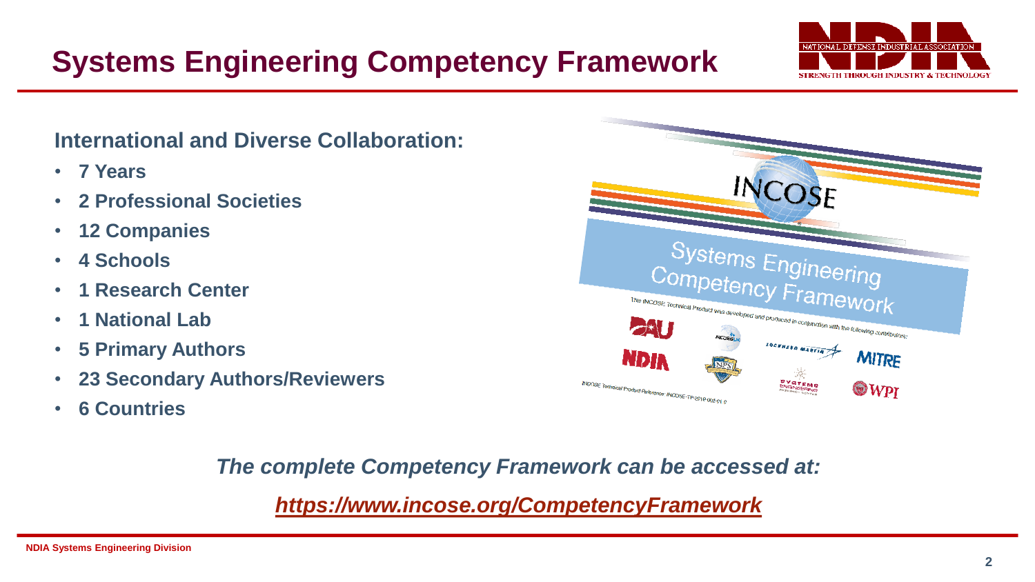# Systems Engineering Competency Framework

**International and Diverse Collaboration:**

- **7 Years**
- **2 Professional Societies**
- **12 Companies**
- **4 Schools**
- **1 Research Center**
- **1 National Lab**
- **5 Primary Authors**
- **23 Secondary Authors/Reviewers**
- **6 Countries**

***The complete Competency Framework can be accessed at:***

***https://www.incose.org/CompetencyFramework***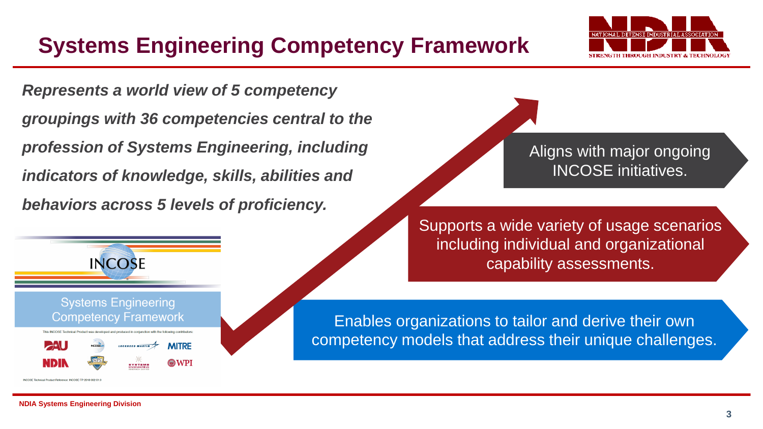# Systems Engineering Competency Framework

***Represents a world view of 5 competency groupings with 36 competencies central to the profession of Systems Engineering, including indicators of knowledge, skills, abilities and behaviors across 5 levels of proficiency.***

INCOSE

Systems Engineering Competency Framework

This INCOSE Technical Product was developed and produced in conjunction with the following contributors:

INCOSE Technical Product Reference: INCOSE-TP-2018-002-01.0

Aligns with major ongoing INCOSE initiatives.

Supports a wide variety of usage scenarios including individual and organizational capability assessments.

Enables organizations to tailor and derive their own competency models that address their unique challenges.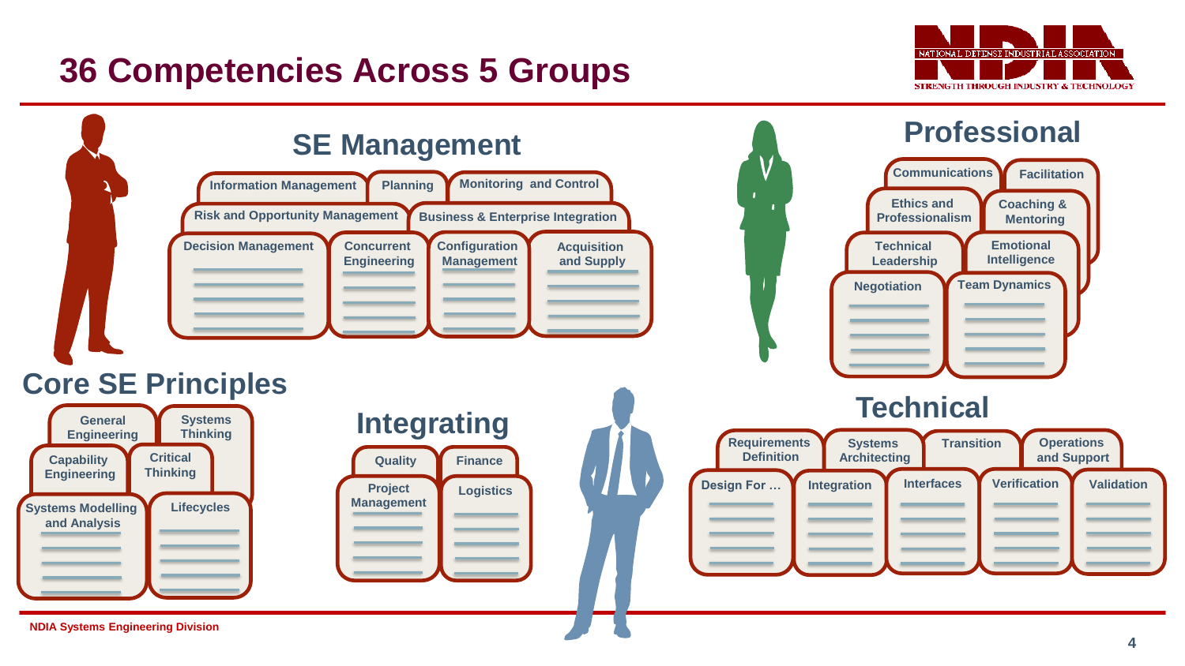# 36 Competencies Across 5 Groups

## SE Management

- Information Management
- Planning
- Monitoring and Control
- Risk and Opportunity Management
- Business & Enterprise Integration
- Decision Management
- Concurrent Engineering
- Configuration Management
- Acquisition and Supply

## Professional

- Communications
- Facilitation
- Ethics and Professionalism
- Coaching & Mentoring
- Technical Leadership
- Emotional Intelligence
- Negotiation
- Team Dynamics

## Core SE Principles

- General Engineering
- Systems Thinking
- Capability Engineering
- Critical Thinking
- Systems Modelling and Analysis
- Lifecycles

## Integrating

- Quality
- Finance
- Project Management
- Logistics

## Technical

- Requirements Definition
- Systems Architecting
- Transition
- Operations and Support
- Design For …
- Integration
- Interfaces
- Verification
- Validation

NDIA Systems Engineering Division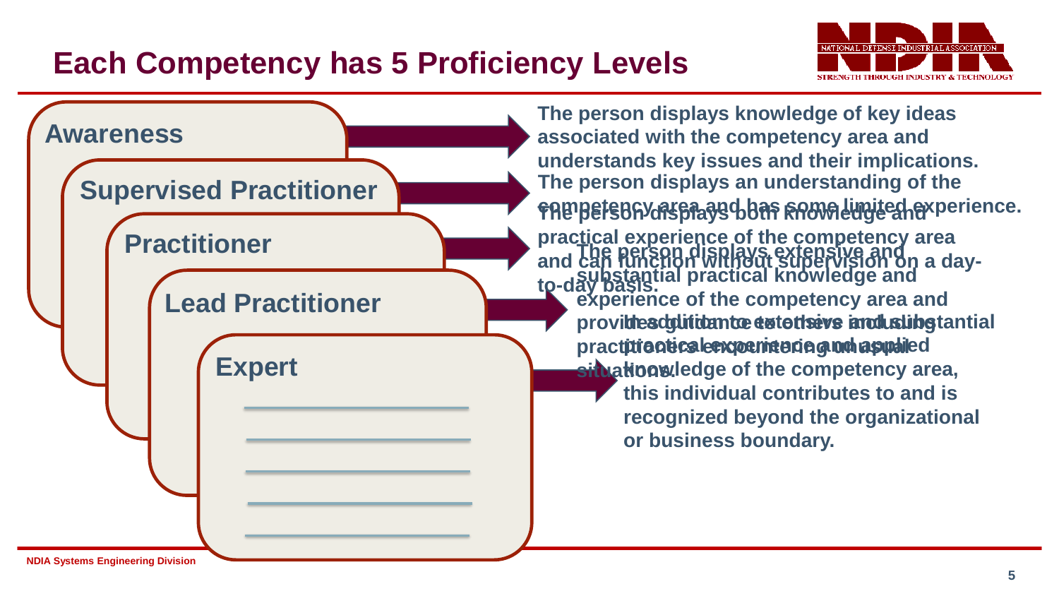# Each Competency has 5 Proficiency Levels

**Awareness**: The person displays knowledge of key ideas associated with the competency area and understands key issues and their implications.

**Supervised Practitioner**: The person displays an understanding of the competency area and has some limited experience.

**Practitioner**: The person displays both knowledge and practical experience of the competency area and can function without supervision on a day-to-day basis.

**Lead Practitioner**: The person displays extensive and substantial practical knowledge and experience of the competency area and provides guidance to others including practitioners encountering unusual situations.

**Expert**: In addition to extensive and substantial practical experience and applied knowledge of the competency area, this individual contributes to and is recognized beyond the organizational or business boundary.

NDIA Systems Engineering Division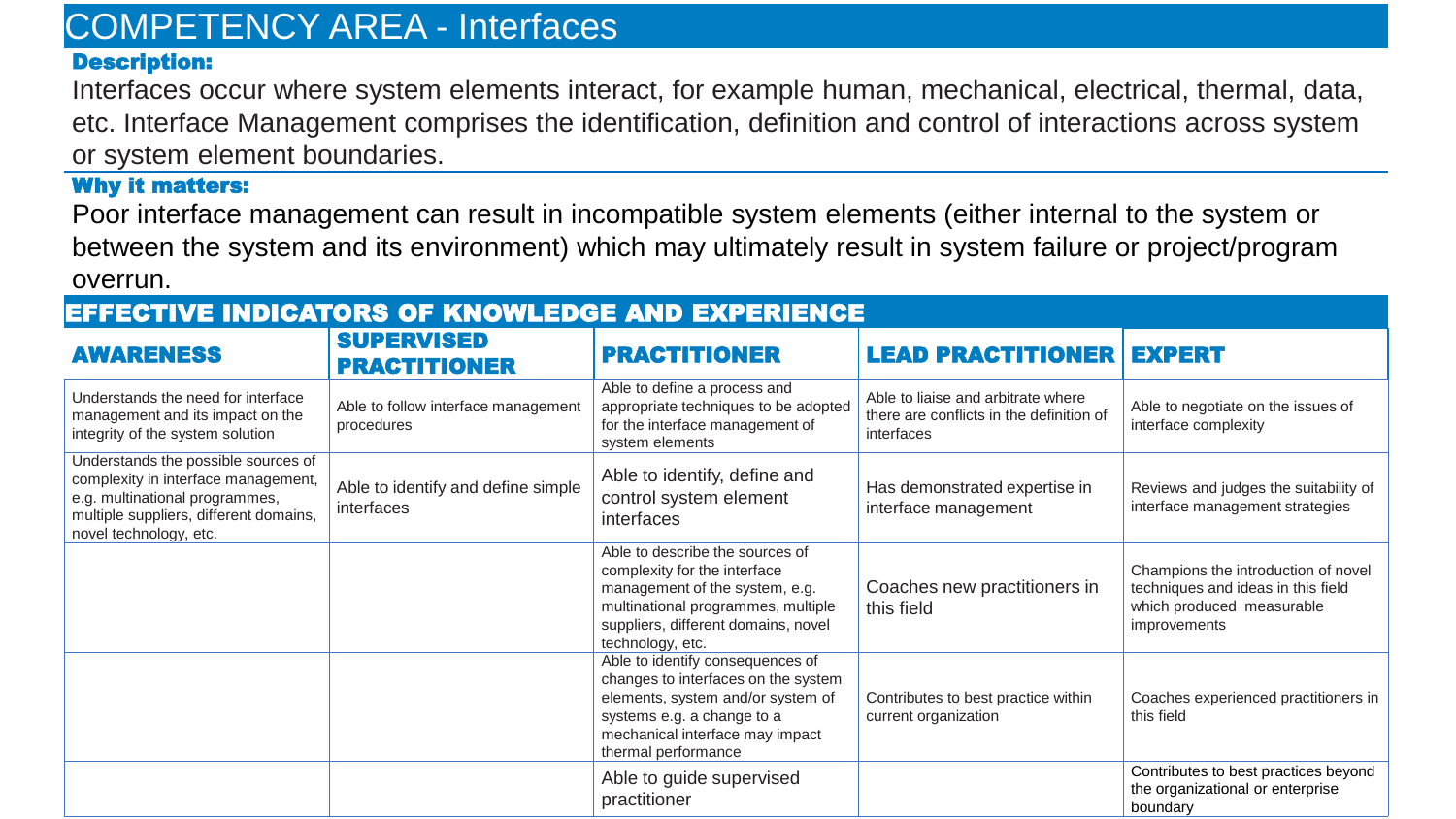# COMPETENCY AREA - Interfaces

**Description:**

Interfaces occur where system elements interact, for example human, mechanical, electrical, thermal, data, etc. Interface Management comprises the identification, definition and control of interactions across system or system element boundaries.

**Why it matters:**

Poor interface management can result in incompatible system elements (either internal to the system or between the system and its environment) which may ultimately result in system failure or project/program overrun.

## EFFECTIVE INDICATORS OF KNOWLEDGE AND EXPERIENCE

| AWARENESS | SUPERVISED PRACTITIONER | PRACTITIONER | LEAD PRACTITIONER | EXPERT |
|---|---|---|---|---|
| Understands the need for interface management and its impact on the integrity of the system solution | Able to follow interface management procedures | Able to define a process and appropriate techniques to be adopted for the interface management of system elements | Able to liaise and arbitrate where there are conflicts in the definition of interfaces | Able to negotiate on the issues of interface complexity |
| Understands the possible sources of complexity in interface management, e.g. multinational programmes, multiple suppliers, different domains, novel technology, etc. | Able to identify and define simple interfaces | Able to identify, define and control system element interfaces | Has demonstrated expertise in interface management | Reviews and judges the suitability of interface management strategies |
| | | Able to describe the sources of complexity for the interface management of the system, e.g. multinational programmes, multiple suppliers, different domains, novel technology, etc. | Coaches new practitioners in this field | Champions the introduction of novel techniques and ideas in this field which produced measurable improvements |
| | | Able to identify consequences of changes to interfaces on the system elements, system and/or system of systems e.g. a change to a mechanical interface may impact thermal performance | Contributes to best practice within current organization | Coaches experienced practitioners in this field |
| | | Able to guide supervised practitioner | | Contributes to best practices beyond the organizational or enterprise boundary |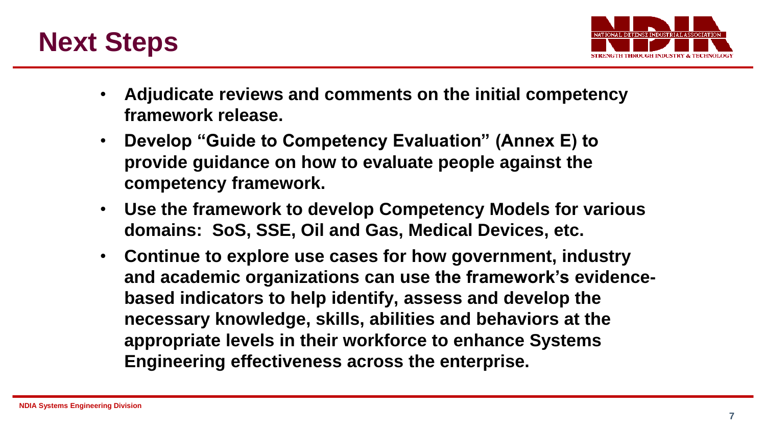# Next Steps

- **Adjudicate reviews and comments on the initial competency framework release.**
- **Develop "Guide to Competency Evaluation" (Annex E) to provide guidance on how to evaluate people against the competency framework.**
- **Use the framework to develop Competency Models for various domains: SoS, SSE, Oil and Gas, Medical Devices, etc.**
- **Continue to explore use cases for how government, industry and academic organizations can use the framework's evidence-based indicators to help identify, assess and develop the necessary knowledge, skills, abilities and behaviors at the appropriate levels in their workforce to enhance Systems Engineering effectiveness across the enterprise.**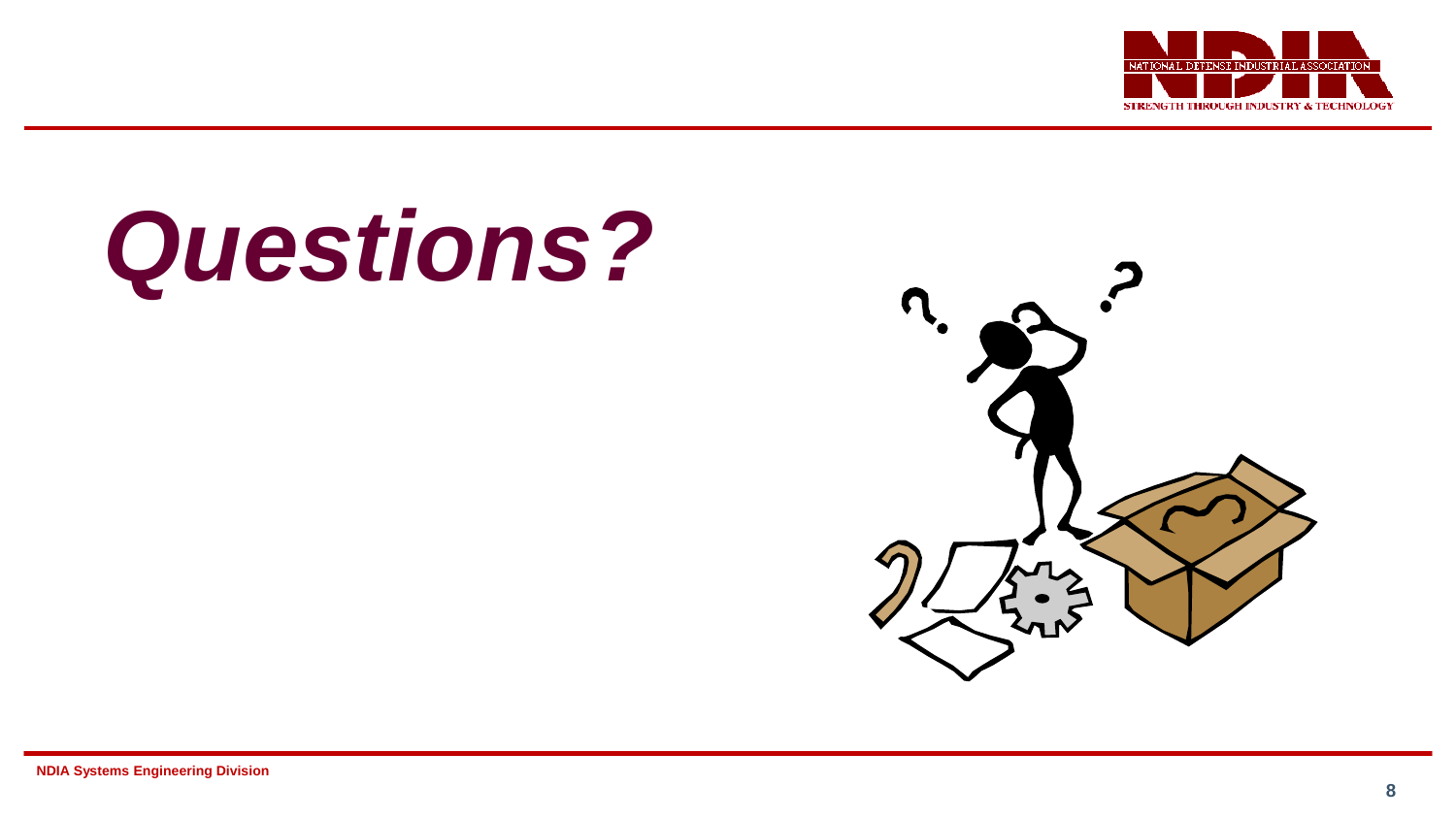# *Questions?*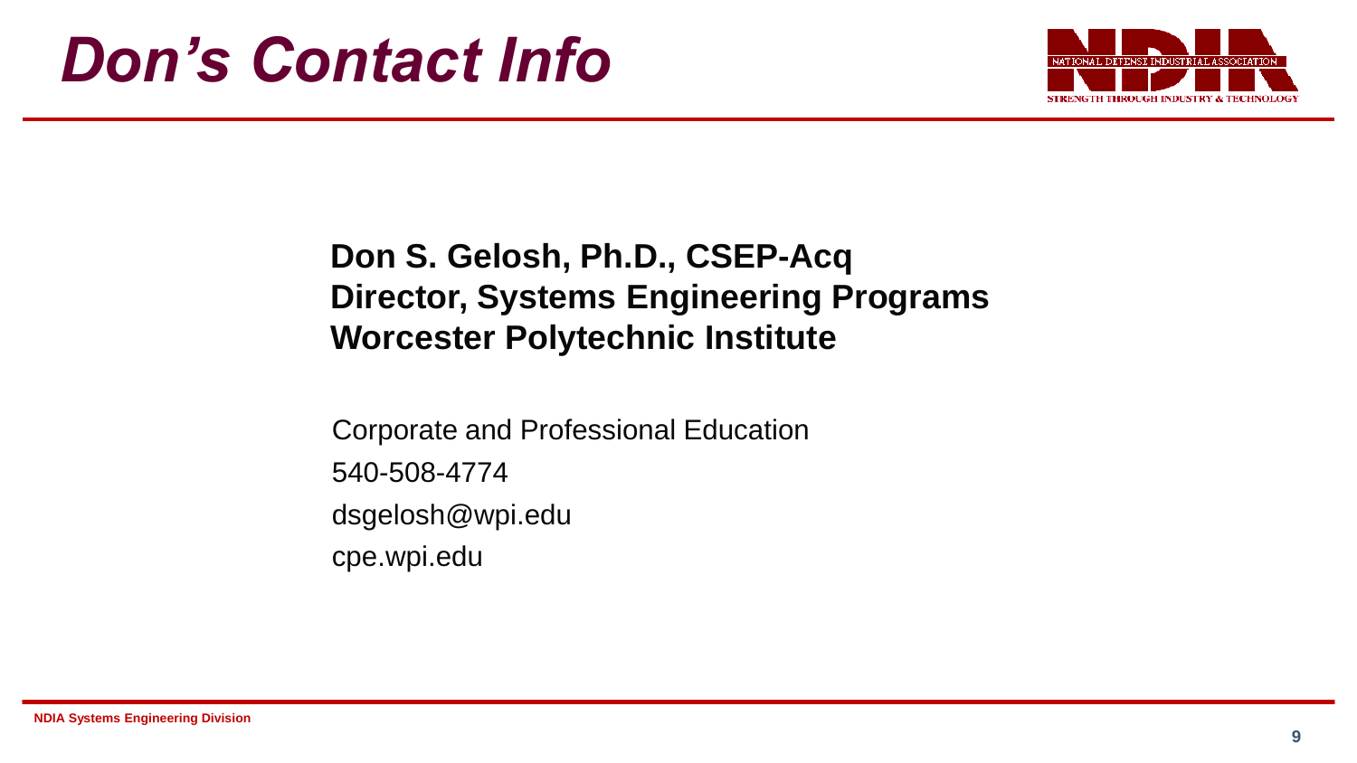# *Don's Contact Info*

**Don S. Gelosh, Ph.D., CSEP-Acq**
**Director, Systems Engineering Programs**
**Worcester Polytechnic Institute**

Corporate and Professional Education

540-508-4774

dsgelosh@wpi.edu

cpe.wpi.edu